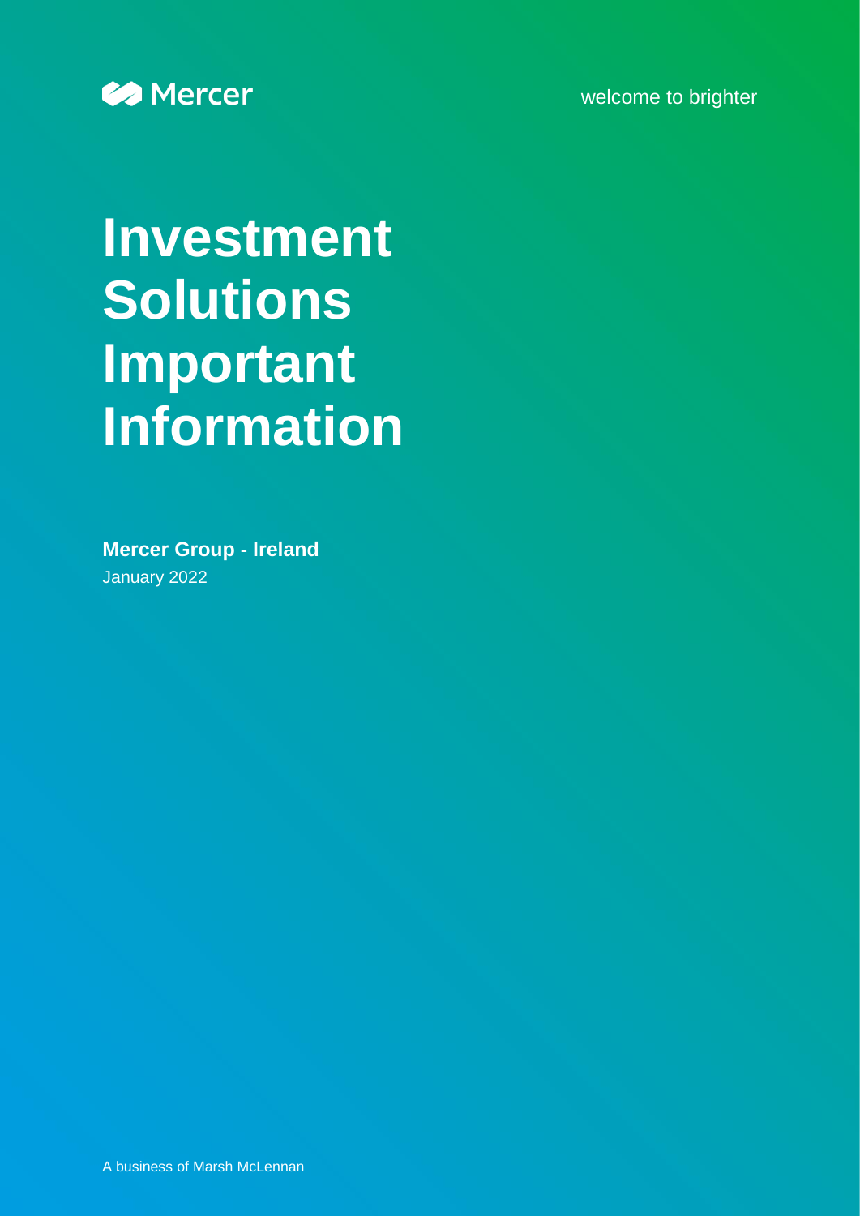Mercer

welcome to brighter

# Investment Solutions Important Information

**Mercer Group - Ireland**
January 2022

A business of Marsh McLennan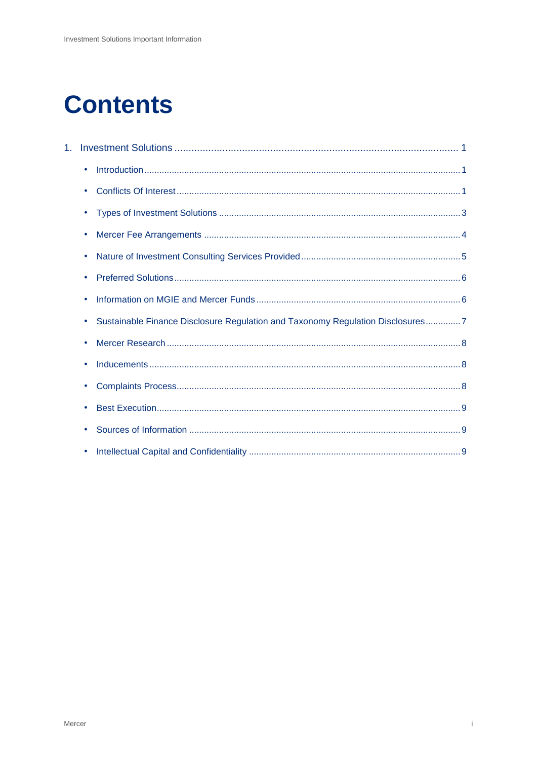# Contents

1. Investment Solutions ..................................................................................................... 1
    - Introduction ............................................................................................................. 1
    - Conflicts Of Interest ................................................................................................. 1
    - Types of Investment Solutions ................................................................................. 3
    - Mercer Fee Arrangements ....................................................................................... 4
    - Nature of Investment Consulting Services Provided ................................................ 5
    - Preferred Solutions ................................................................................................... 6
    - Information on MGIE and Mercer Funds .................................................................. 6
    - Sustainable Finance Disclosure Regulation and Taxonomy Regulation Disclosures .............. 7
    - Mercer Research ...................................................................................................... 8
    - Inducements ............................................................................................................. 8
    - Complaints Process .................................................................................................. 8
    - Best Execution .......................................................................................................... 9
    - Sources of Information ............................................................................................. 9
    - Intellectual Capital and Confidentiality ..................................................................... 9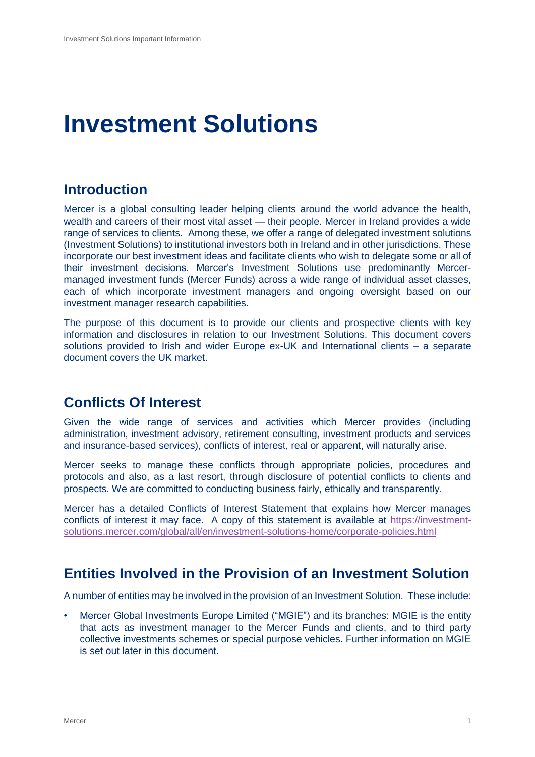# Investment Solutions

## Introduction

Mercer is a global consulting leader helping clients around the world advance the health, wealth and careers of their most vital asset — their people. Mercer in Ireland provides a wide range of services to clients. Among these, we offer a range of delegated investment solutions (Investment Solutions) to institutional investors both in Ireland and in other jurisdictions. These incorporate our best investment ideas and facilitate clients who wish to delegate some or all of their investment decisions. Mercer's Investment Solutions use predominantly Mercer-managed investment funds (Mercer Funds) across a wide range of individual asset classes, each of which incorporate investment managers and ongoing oversight based on our investment manager research capabilities.

The purpose of this document is to provide our clients and prospective clients with key information and disclosures in relation to our Investment Solutions. This document covers solutions provided to Irish and wider Europe ex-UK and International clients – a separate document covers the UK market.

## Conflicts Of Interest

Given the wide range of services and activities which Mercer provides (including administration, investment advisory, retirement consulting, investment products and services and insurance-based services), conflicts of interest, real or apparent, will naturally arise.

Mercer seeks to manage these conflicts through appropriate policies, procedures and protocols and also, as a last resort, through disclosure of potential conflicts to clients and prospects. We are committed to conducting business fairly, ethically and transparently.

Mercer has a detailed Conflicts of Interest Statement that explains how Mercer manages conflicts of interest it may face. A copy of this statement is available at [https://investment-solutions.mercer.com/global/all/en/investment-solutions-home/corporate-policies.html](https://investment-solutions.mercer.com/global/all/en/investment-solutions-home/corporate-policies.html)

## Entities Involved in the Provision of an Investment Solution

A number of entities may be involved in the provision of an Investment Solution. These include:

- Mercer Global Investments Europe Limited ("MGIE") and its branches: MGIE is the entity that acts as investment manager to the Mercer Funds and clients, and to third party collective investments schemes or special purpose vehicles. Further information on MGIE is set out later in this document.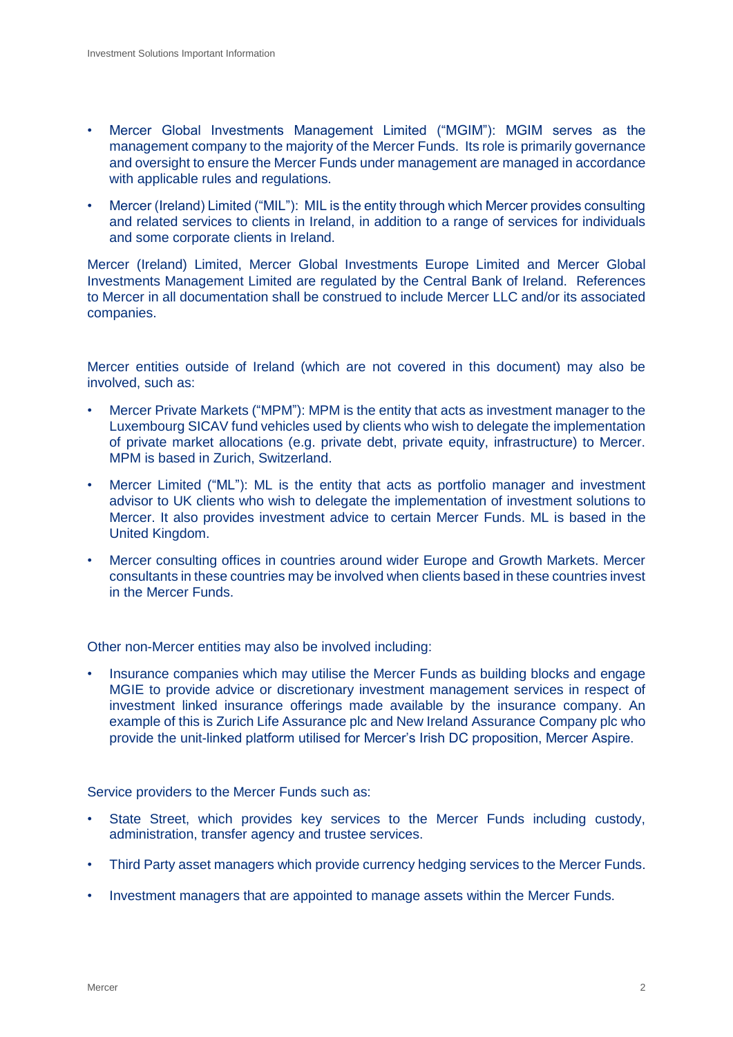- Mercer Global Investments Management Limited ("MGIM"): MGIM serves as the management company to the majority of the Mercer Funds. Its role is primarily governance and oversight to ensure the Mercer Funds under management are managed in accordance with applicable rules and regulations.
- Mercer (Ireland) Limited ("MIL"): MIL is the entity through which Mercer provides consulting and related services to clients in Ireland, in addition to a range of services for individuals and some corporate clients in Ireland.

Mercer (Ireland) Limited, Mercer Global Investments Europe Limited and Mercer Global Investments Management Limited are regulated by the Central Bank of Ireland. References to Mercer in all documentation shall be construed to include Mercer LLC and/or its associated companies.

Mercer entities outside of Ireland (which are not covered in this document) may also be involved, such as:

- Mercer Private Markets ("MPM"): MPM is the entity that acts as investment manager to the Luxembourg SICAV fund vehicles used by clients who wish to delegate the implementation of private market allocations (e.g. private debt, private equity, infrastructure) to Mercer. MPM is based in Zurich, Switzerland.
- Mercer Limited ("ML"): ML is the entity that acts as portfolio manager and investment advisor to UK clients who wish to delegate the implementation of investment solutions to Mercer. It also provides investment advice to certain Mercer Funds. ML is based in the United Kingdom.
- Mercer consulting offices in countries around wider Europe and Growth Markets. Mercer consultants in these countries may be involved when clients based in these countries invest in the Mercer Funds.

Other non-Mercer entities may also be involved including:

- Insurance companies which may utilise the Mercer Funds as building blocks and engage MGIE to provide advice or discretionary investment management services in respect of investment linked insurance offerings made available by the insurance company. An example of this is Zurich Life Assurance plc and New Ireland Assurance Company plc who provide the unit-linked platform utilised for Mercer's Irish DC proposition, Mercer Aspire.

Service providers to the Mercer Funds such as:

- State Street, which provides key services to the Mercer Funds including custody, administration, transfer agency and trustee services.
- Third Party asset managers which provide currency hedging services to the Mercer Funds.
- Investment managers that are appointed to manage assets within the Mercer Funds.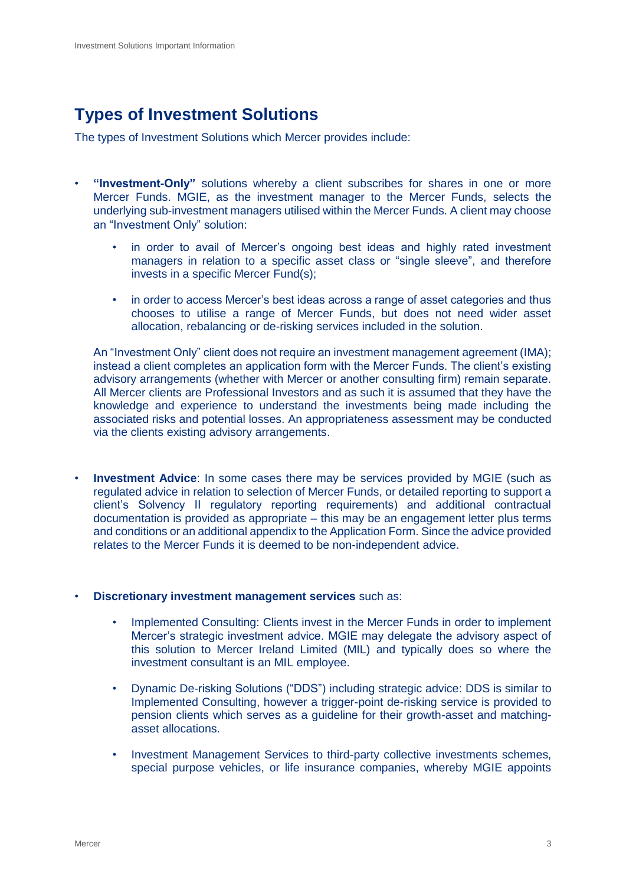## Types of Investment Solutions

The types of Investment Solutions which Mercer provides include:

- **"Investment-Only"** solutions whereby a client subscribes for shares in one or more Mercer Funds. MGIE, as the investment manager to the Mercer Funds, selects the underlying sub-investment managers utilised within the Mercer Funds. A client may choose an "Investment Only" solution:

  - in order to avail of Mercer's ongoing best ideas and highly rated investment managers in relation to a specific asset class or "single sleeve", and therefore invests in a specific Mercer Fund(s);

  - in order to access Mercer's best ideas across a range of asset categories and thus chooses to utilise a range of Mercer Funds, but does not need wider asset allocation, rebalancing or de-risking services included in the solution.

  An "Investment Only" client does not require an investment management agreement (IMA); instead a client completes an application form with the Mercer Funds. The client's existing advisory arrangements (whether with Mercer or another consulting firm) remain separate. All Mercer clients are Professional Investors and as such it is assumed that they have the knowledge and experience to understand the investments being made including the associated risks and potential losses. An appropriateness assessment may be conducted via the clients existing advisory arrangements.

- **Investment Advice**: In some cases there may be services provided by MGIE (such as regulated advice in relation to selection of Mercer Funds, or detailed reporting to support a client's Solvency II regulatory reporting requirements) and additional contractual documentation is provided as appropriate – this may be an engagement letter plus terms and conditions or an additional appendix to the Application Form. Since the advice provided relates to the Mercer Funds it is deemed to be non-independent advice.

- **Discretionary investment management services** such as:

  - Implemented Consulting: Clients invest in the Mercer Funds in order to implement Mercer's strategic investment advice. MGIE may delegate the advisory aspect of this solution to Mercer Ireland Limited (MIL) and typically does so where the investment consultant is an MIL employee.

  - Dynamic De-risking Solutions ("DDS") including strategic advice: DDS is similar to Implemented Consulting, however a trigger-point de-risking service is provided to pension clients which serves as a guideline for their growth-asset and matching-asset allocations.

  - Investment Management Services to third-party collective investments schemes, special purpose vehicles, or life insurance companies, whereby MGIE appoints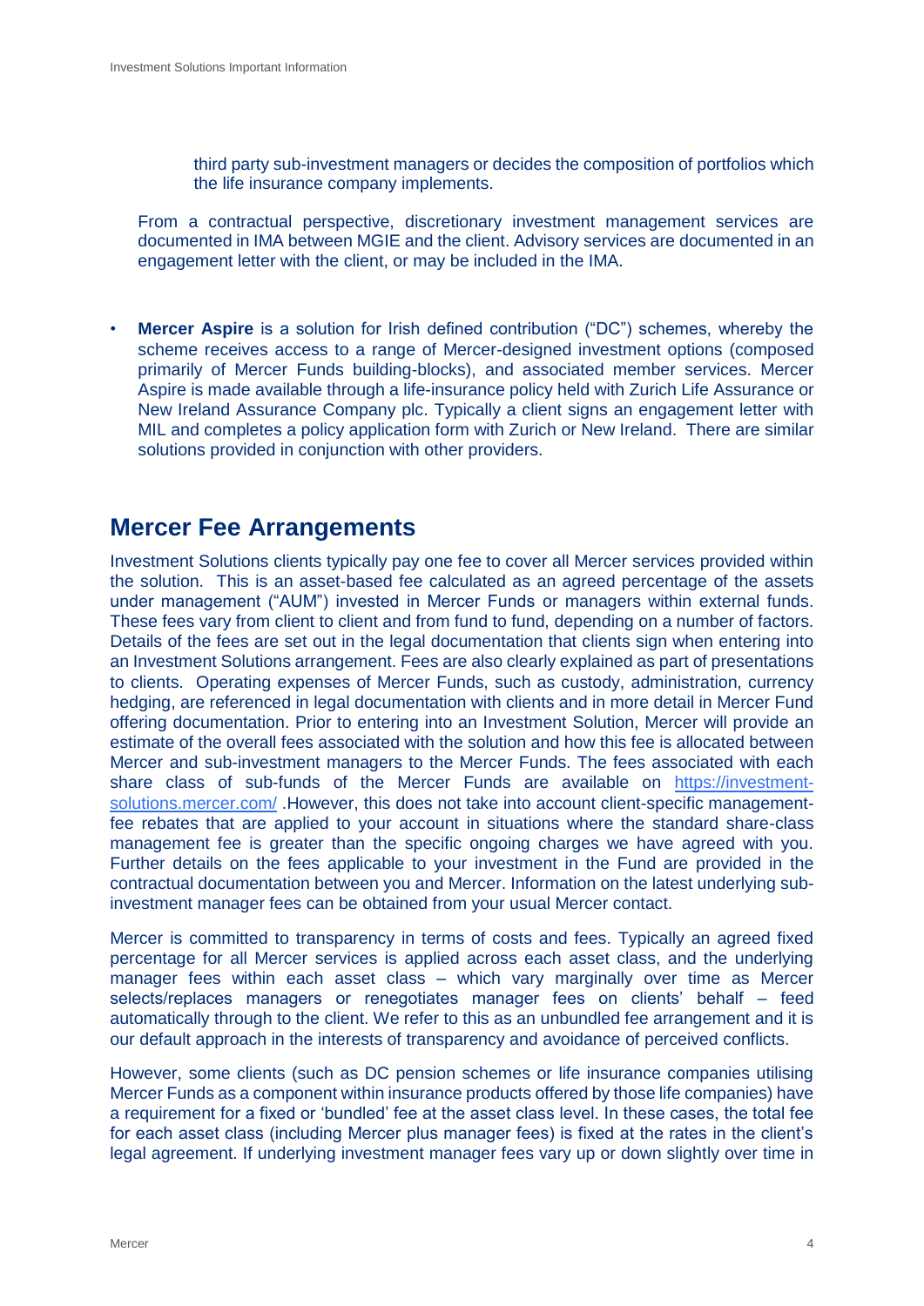third party sub-investment managers or decides the composition of portfolios which the life insurance company implements.

From a contractual perspective, discretionary investment management services are documented in IMA between MGIE and the client. Advisory services are documented in an engagement letter with the client, or may be included in the IMA.

- **Mercer Aspire** is a solution for Irish defined contribution ("DC") schemes, whereby the scheme receives access to a range of Mercer-designed investment options (composed primarily of Mercer Funds building-blocks), and associated member services. Mercer Aspire is made available through a life-insurance policy held with Zurich Life Assurance or New Ireland Assurance Company plc. Typically a client signs an engagement letter with MIL and completes a policy application form with Zurich or New Ireland. There are similar solutions provided in conjunction with other providers.

## Mercer Fee Arrangements

Investment Solutions clients typically pay one fee to cover all Mercer services provided within the solution. This is an asset-based fee calculated as an agreed percentage of the assets under management ("AUM") invested in Mercer Funds or managers within external funds. These fees vary from client to client and from fund to fund, depending on a number of factors. Details of the fees are set out in the legal documentation that clients sign when entering into an Investment Solutions arrangement. Fees are also clearly explained as part of presentations to clients. Operating expenses of Mercer Funds, such as custody, administration, currency hedging, are referenced in legal documentation with clients and in more detail in Mercer Fund offering documentation. Prior to entering into an Investment Solution, Mercer will provide an estimate of the overall fees associated with the solution and how this fee is allocated between Mercer and sub-investment managers to the Mercer Funds. The fees associated with each share class of sub-funds of the Mercer Funds are available on [https://investment-solutions.mercer.com/](https://investment-solutions.mercer.com/) .However, this does not take into account client-specific management-fee rebates that are applied to your account in situations where the standard share-class management fee is greater than the specific ongoing charges we have agreed with you. Further details on the fees applicable to your investment in the Fund are provided in the contractual documentation between you and Mercer. Information on the latest underlying sub-investment manager fees can be obtained from your usual Mercer contact.

Mercer is committed to transparency in terms of costs and fees. Typically an agreed fixed percentage for all Mercer services is applied across each asset class, and the underlying manager fees within each asset class – which vary marginally over time as Mercer selects/replaces managers or renegotiates manager fees on clients' behalf – feed automatically through to the client. We refer to this as an unbundled fee arrangement and it is our default approach in the interests of transparency and avoidance of perceived conflicts.

However, some clients (such as DC pension schemes or life insurance companies utilising Mercer Funds as a component within insurance products offered by those life companies) have a requirement for a fixed or 'bundled' fee at the asset class level. In these cases, the total fee for each asset class (including Mercer plus manager fees) is fixed at the rates in the client's legal agreement. If underlying investment manager fees vary up or down slightly over time in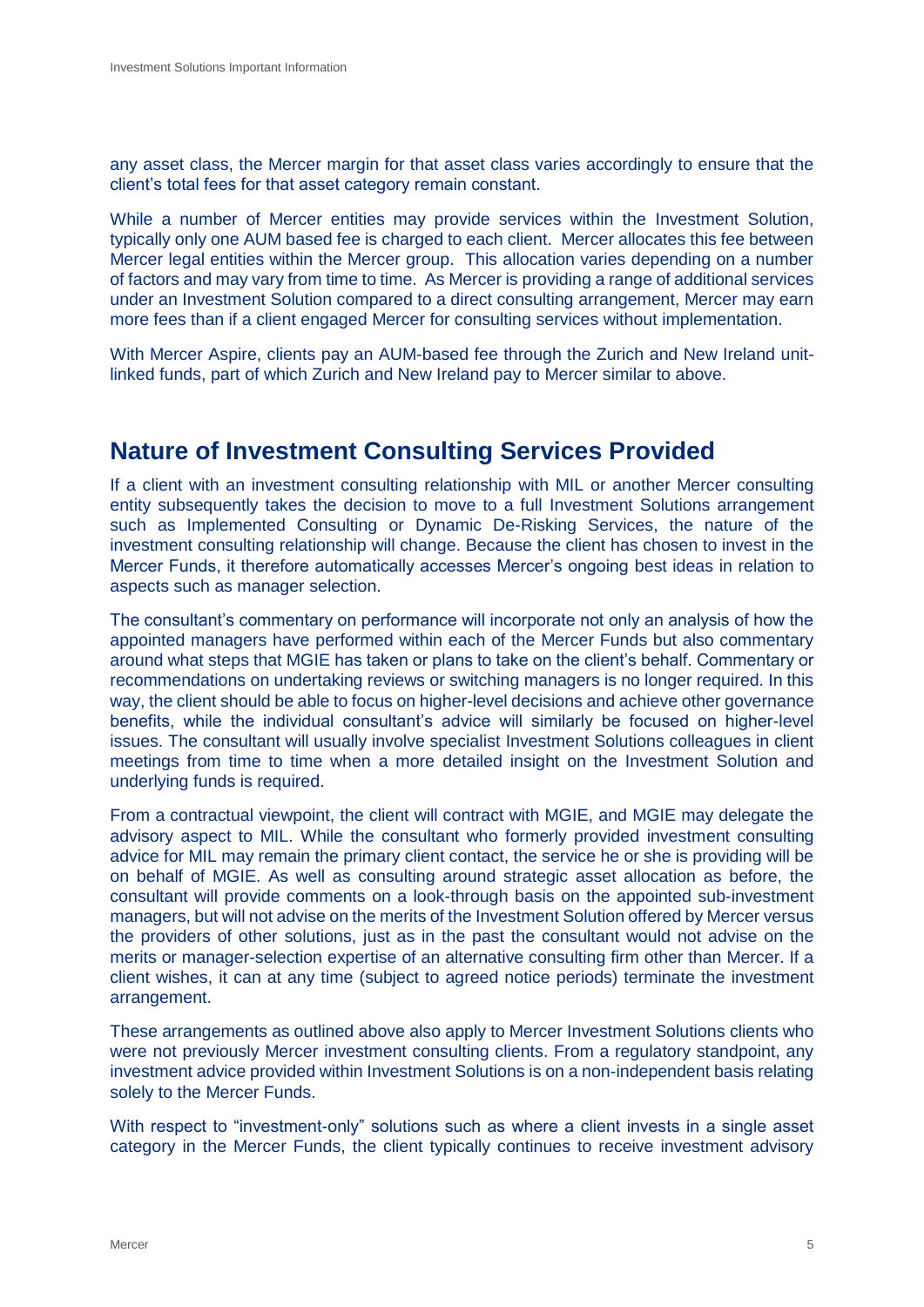any asset class, the Mercer margin for that asset class varies accordingly to ensure that the client's total fees for that asset category remain constant.

While a number of Mercer entities may provide services within the Investment Solution, typically only one AUM based fee is charged to each client. Mercer allocates this fee between Mercer legal entities within the Mercer group. This allocation varies depending on a number of factors and may vary from time to time. As Mercer is providing a range of additional services under an Investment Solution compared to a direct consulting arrangement, Mercer may earn more fees than if a client engaged Mercer for consulting services without implementation.

With Mercer Aspire, clients pay an AUM-based fee through the Zurich and New Ireland unit-linked funds, part of which Zurich and New Ireland pay to Mercer similar to above.

## Nature of Investment Consulting Services Provided

If a client with an investment consulting relationship with MIL or another Mercer consulting entity subsequently takes the decision to move to a full Investment Solutions arrangement such as Implemented Consulting or Dynamic De-Risking Services, the nature of the investment consulting relationship will change. Because the client has chosen to invest in the Mercer Funds, it therefore automatically accesses Mercer's ongoing best ideas in relation to aspects such as manager selection.

The consultant's commentary on performance will incorporate not only an analysis of how the appointed managers have performed within each of the Mercer Funds but also commentary around what steps that MGIE has taken or plans to take on the client's behalf. Commentary or recommendations on undertaking reviews or switching managers is no longer required. In this way, the client should be able to focus on higher-level decisions and achieve other governance benefits, while the individual consultant's advice will similarly be focused on higher-level issues. The consultant will usually involve specialist Investment Solutions colleagues in client meetings from time to time when a more detailed insight on the Investment Solution and underlying funds is required.

From a contractual viewpoint, the client will contract with MGIE, and MGIE may delegate the advisory aspect to MIL. While the consultant who formerly provided investment consulting advice for MIL may remain the primary client contact, the service he or she is providing will be on behalf of MGIE. As well as consulting around strategic asset allocation as before, the consultant will provide comments on a look-through basis on the appointed sub-investment managers, but will not advise on the merits of the Investment Solution offered by Mercer versus the providers of other solutions, just as in the past the consultant would not advise on the merits or manager-selection expertise of an alternative consulting firm other than Mercer. If a client wishes, it can at any time (subject to agreed notice periods) terminate the investment arrangement.

These arrangements as outlined above also apply to Mercer Investment Solutions clients who were not previously Mercer investment consulting clients. From a regulatory standpoint, any investment advice provided within Investment Solutions is on a non-independent basis relating solely to the Mercer Funds.

With respect to "investment-only" solutions such as where a client invests in a single asset category in the Mercer Funds, the client typically continues to receive investment advisory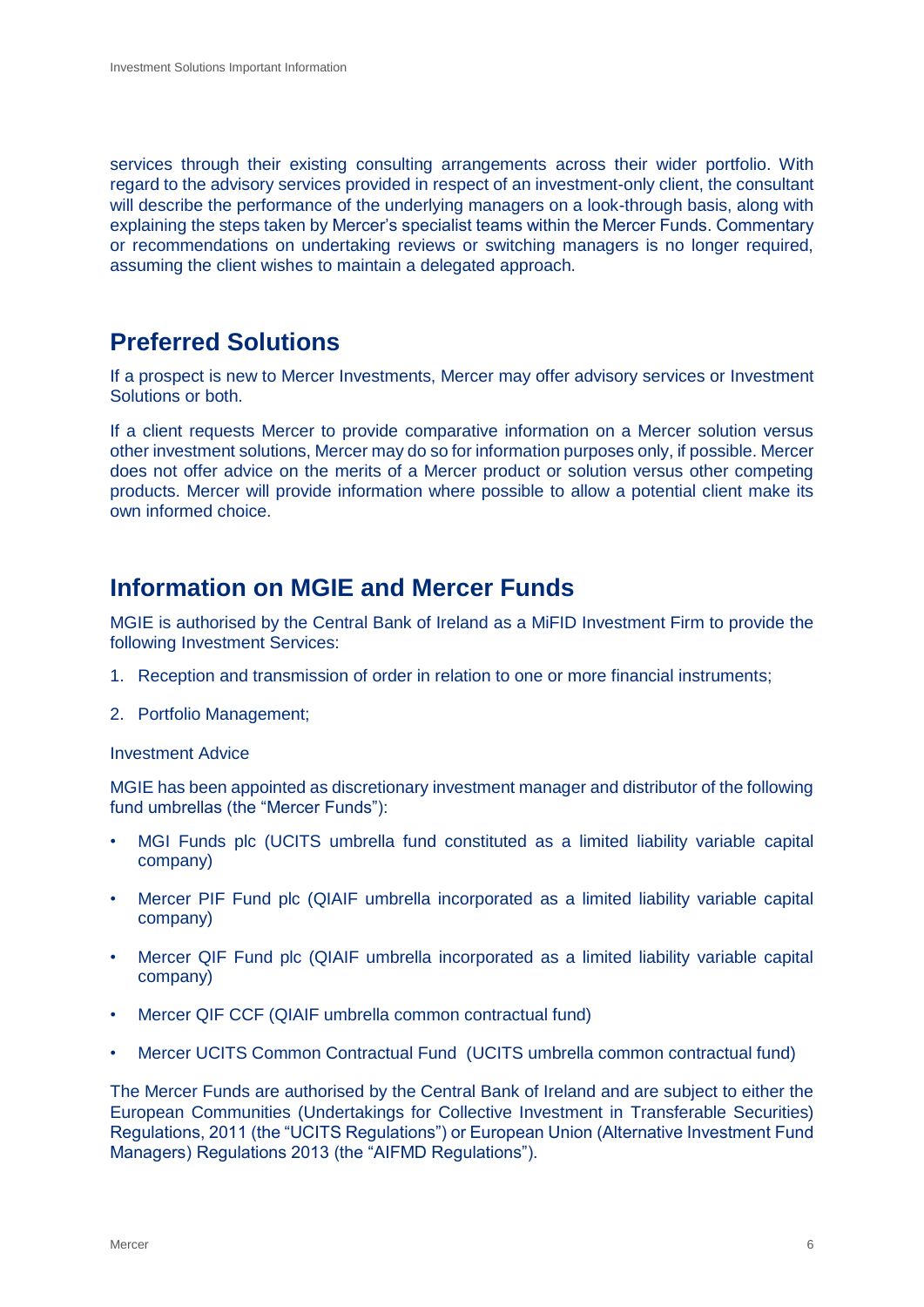services through their existing consulting arrangements across their wider portfolio. With regard to the advisory services provided in respect of an investment-only client, the consultant will describe the performance of the underlying managers on a look-through basis, along with explaining the steps taken by Mercer's specialist teams within the Mercer Funds. Commentary or recommendations on undertaking reviews or switching managers is no longer required, assuming the client wishes to maintain a delegated approach.

## Preferred Solutions

If a prospect is new to Mercer Investments, Mercer may offer advisory services or Investment Solutions or both.

If a client requests Mercer to provide comparative information on a Mercer solution versus other investment solutions, Mercer may do so for information purposes only, if possible. Mercer does not offer advice on the merits of a Mercer product or solution versus other competing products. Mercer will provide information where possible to allow a potential client make its own informed choice.

## Information on MGIE and Mercer Funds

MGIE is authorised by the Central Bank of Ireland as a MiFID Investment Firm to provide the following Investment Services:

1. Reception and transmission of order in relation to one or more financial instruments;
2. Portfolio Management;

Investment Advice

MGIE has been appointed as discretionary investment manager and distributor of the following fund umbrellas (the "Mercer Funds"):

- MGI Funds plc (UCITS umbrella fund constituted as a limited liability variable capital company)
- Mercer PIF Fund plc (QIAIF umbrella incorporated as a limited liability variable capital company)
- Mercer QIF Fund plc (QIAIF umbrella incorporated as a limited liability variable capital company)
- Mercer QIF CCF (QIAIF umbrella common contractual fund)
- Mercer UCITS Common Contractual Fund (UCITS umbrella common contractual fund)

The Mercer Funds are authorised by the Central Bank of Ireland and are subject to either the European Communities (Undertakings for Collective Investment in Transferable Securities) Regulations, 2011 (the "UCITS Regulations") or European Union (Alternative Investment Fund Managers) Regulations 2013 (the "AIFMD Regulations").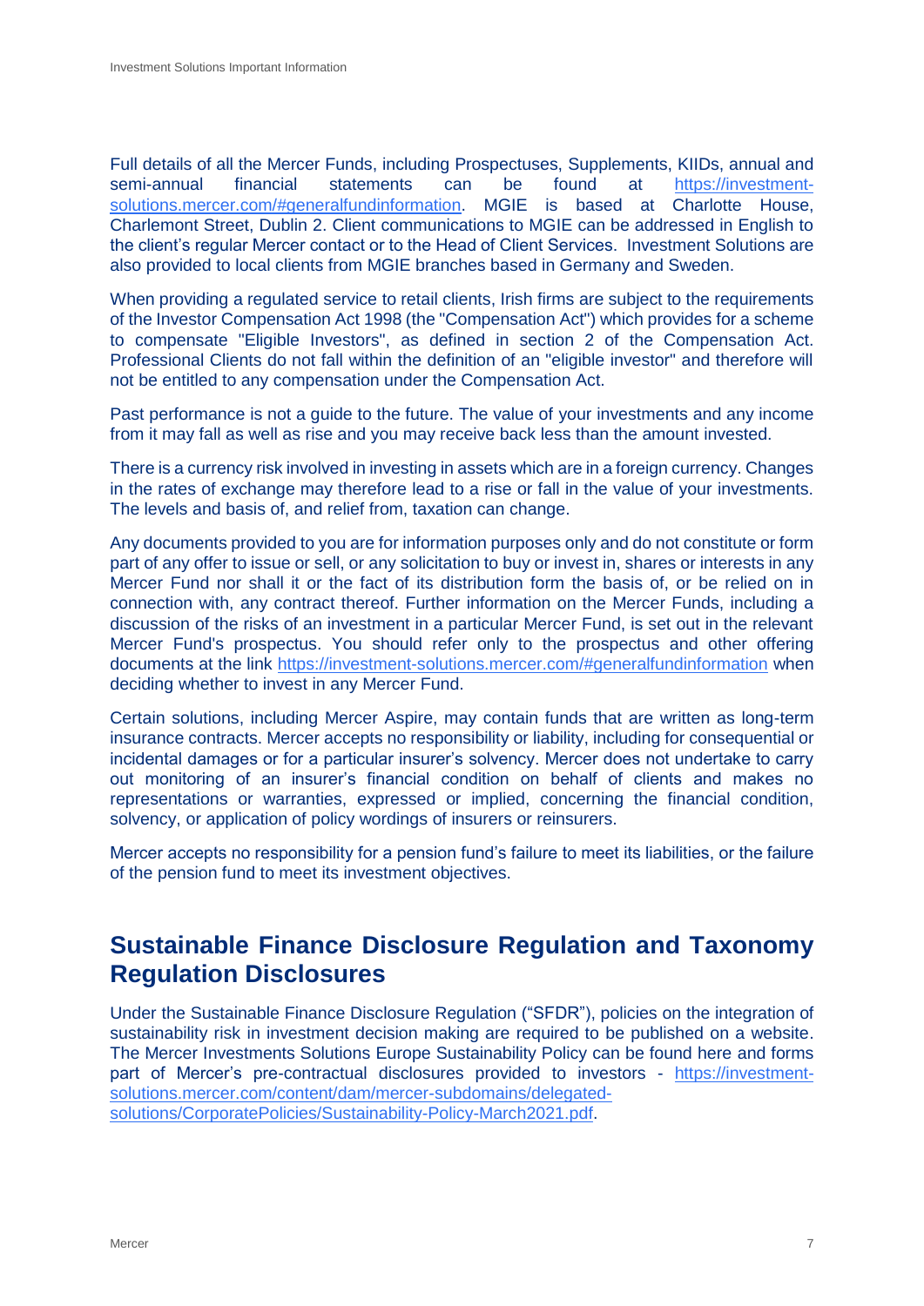Full details of all the Mercer Funds, including Prospectuses, Supplements, KIIDs, annual and semi-annual financial statements can be found at https://investment-solutions.mercer.com/#generalfundinformation. MGIE is based at Charlotte House, Charlemont Street, Dublin 2. Client communications to MGIE can be addressed in English to the client's regular Mercer contact or to the Head of Client Services. Investment Solutions are also provided to local clients from MGIE branches based in Germany and Sweden.

When providing a regulated service to retail clients, Irish firms are subject to the requirements of the Investor Compensation Act 1998 (the "Compensation Act") which provides for a scheme to compensate "Eligible Investors", as defined in section 2 of the Compensation Act. Professional Clients do not fall within the definition of an "eligible investor" and therefore will not be entitled to any compensation under the Compensation Act.

Past performance is not a guide to the future. The value of your investments and any income from it may fall as well as rise and you may receive back less than the amount invested.

There is a currency risk involved in investing in assets which are in a foreign currency. Changes in the rates of exchange may therefore lead to a rise or fall in the value of your investments. The levels and basis of, and relief from, taxation can change.

Any documents provided to you are for information purposes only and do not constitute or form part of any offer to issue or sell, or any solicitation to buy or invest in, shares or interests in any Mercer Fund nor shall it or the fact of its distribution form the basis of, or be relied on in connection with, any contract thereof. Further information on the Mercer Funds, including a discussion of the risks of an investment in a particular Mercer Fund, is set out in the relevant Mercer Fund's prospectus. You should refer only to the prospectus and other offering documents at the link https://investment-solutions.mercer.com/#generalfundinformation when deciding whether to invest in any Mercer Fund.

Certain solutions, including Mercer Aspire, may contain funds that are written as long-term insurance contracts. Mercer accepts no responsibility or liability, including for consequential or incidental damages or for a particular insurer's solvency. Mercer does not undertake to carry out monitoring of an insurer's financial condition on behalf of clients and makes no representations or warranties, expressed or implied, concerning the financial condition, solvency, or application of policy wordings of insurers or reinsurers.

Mercer accepts no responsibility for a pension fund's failure to meet its liabilities, or the failure of the pension fund to meet its investment objectives.

## Sustainable Finance Disclosure Regulation and Taxonomy Regulation Disclosures

Under the Sustainable Finance Disclosure Regulation ("SFDR"), policies on the integration of sustainability risk in investment decision making are required to be published on a website. The Mercer Investments Solutions Europe Sustainability Policy can be found here and forms part of Mercer's pre-contractual disclosures provided to investors - https://investment-solutions.mercer.com/content/dam/mercer-subdomains/delegated-solutions/CorporatePolicies/Sustainability-Policy-March2021.pdf.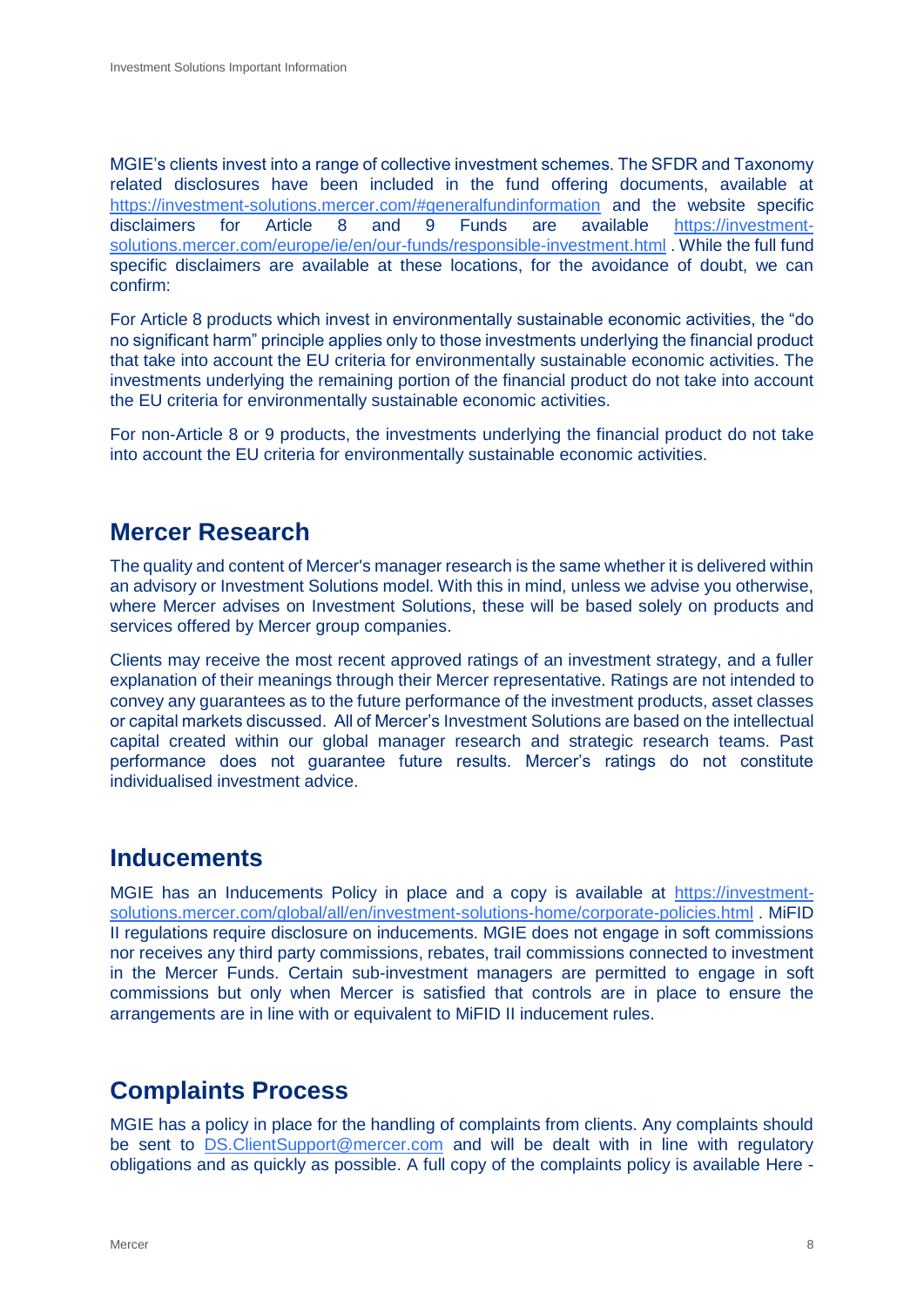MGIE's clients invest into a range of collective investment schemes. The SFDR and Taxonomy related disclosures have been included in the fund offering documents, available at https://investment-solutions.mercer.com/#generalfundinformation and the website specific disclaimers for Article 8 and 9 Funds are available https://investment-solutions.mercer.com/europe/ie/en/our-funds/responsible-investment.html . While the full fund specific disclaimers are available at these locations, for the avoidance of doubt, we can confirm:

For Article 8 products which invest in environmentally sustainable economic activities, the "do no significant harm" principle applies only to those investments underlying the financial product that take into account the EU criteria for environmentally sustainable economic activities. The investments underlying the remaining portion of the financial product do not take into account the EU criteria for environmentally sustainable economic activities.

For non-Article 8 or 9 products, the investments underlying the financial product do not take into account the EU criteria for environmentally sustainable economic activities.

## Mercer Research

The quality and content of Mercer's manager research is the same whether it is delivered within an advisory or Investment Solutions model. With this in mind, unless we advise you otherwise, where Mercer advises on Investment Solutions, these will be based solely on products and services offered by Mercer group companies.

Clients may receive the most recent approved ratings of an investment strategy, and a fuller explanation of their meanings through their Mercer representative. Ratings are not intended to convey any guarantees as to the future performance of the investment products, asset classes or capital markets discussed. All of Mercer's Investment Solutions are based on the intellectual capital created within our global manager research and strategic research teams. Past performance does not guarantee future results. Mercer's ratings do not constitute individualised investment advice.

## Inducements

MGIE has an Inducements Policy in place and a copy is available at https://investment-solutions.mercer.com/global/all/en/investment-solutions-home/corporate-policies.html . MiFID II regulations require disclosure on inducements. MGIE does not engage in soft commissions nor receives any third party commissions, rebates, trail commissions connected to investment in the Mercer Funds. Certain sub-investment managers are permitted to engage in soft commissions but only when Mercer is satisfied that controls are in place to ensure the arrangements are in line with or equivalent to MiFID II inducement rules.

## Complaints Process

MGIE has a policy in place for the handling of complaints from clients. Any complaints should be sent to DS.ClientSupport@mercer.com and will be dealt with in line with regulatory obligations and as quickly as possible. A full copy of the complaints policy is available Here -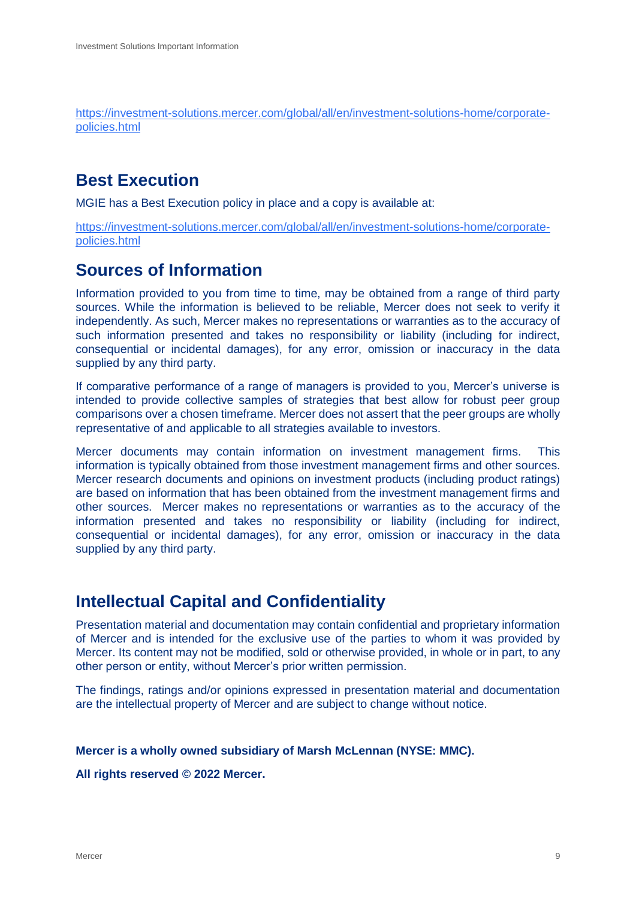https://investment-solutions.mercer.com/global/all/en/investment-solutions-home/corporate-policies.html

## Best Execution

MGIE has a Best Execution policy in place and a copy is available at:

https://investment-solutions.mercer.com/global/all/en/investment-solutions-home/corporate-policies.html

## Sources of Information

Information provided to you from time to time, may be obtained from a range of third party sources. While the information is believed to be reliable, Mercer does not seek to verify it independently. As such, Mercer makes no representations or warranties as to the accuracy of such information presented and takes no responsibility or liability (including for indirect, consequential or incidental damages), for any error, omission or inaccuracy in the data supplied by any third party.

If comparative performance of a range of managers is provided to you, Mercer's universe is intended to provide collective samples of strategies that best allow for robust peer group comparisons over a chosen timeframe. Mercer does not assert that the peer groups are wholly representative of and applicable to all strategies available to investors.

Mercer documents may contain information on investment management firms. This information is typically obtained from those investment management firms and other sources. Mercer research documents and opinions on investment products (including product ratings) are based on information that has been obtained from the investment management firms and other sources. Mercer makes no representations or warranties as to the accuracy of the information presented and takes no responsibility or liability (including for indirect, consequential or incidental damages), for any error, omission or inaccuracy in the data supplied by any third party.

## Intellectual Capital and Confidentiality

Presentation material and documentation may contain confidential and proprietary information of Mercer and is intended for the exclusive use of the parties to whom it was provided by Mercer. Its content may not be modified, sold or otherwise provided, in whole or in part, to any other person or entity, without Mercer's prior written permission.

The findings, ratings and/or opinions expressed in presentation material and documentation are the intellectual property of Mercer and are subject to change without notice.

**Mercer is a wholly owned subsidiary of Marsh McLennan (NYSE: MMC).**

**All rights reserved © 2022 Mercer.**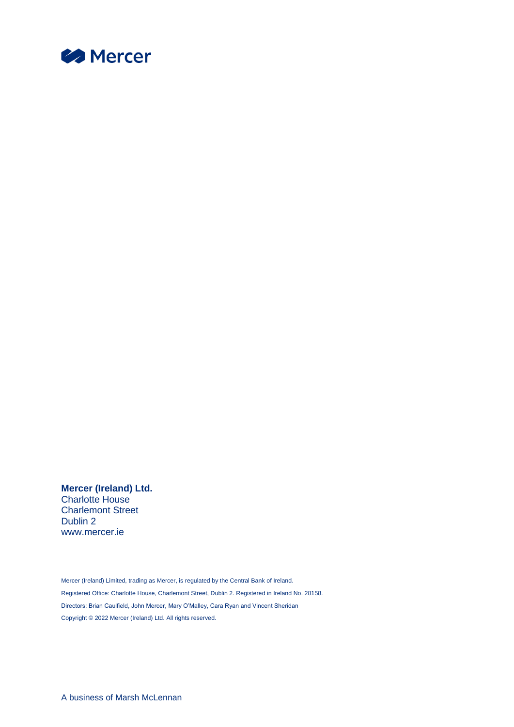Mercer

**Mercer (Ireland) Ltd.**
Charlotte House
Charlemont Street
Dublin 2
www.mercer.ie

Mercer (Ireland) Limited, trading as Mercer, is regulated by the Central Bank of Ireland.

Registered Office: Charlotte House, Charlemont Street, Dublin 2. Registered in Ireland No. 28158.

Directors: Brian Caulfield, John Mercer, Mary O'Malley, Cara Ryan and Vincent Sheridan

Copyright © 2022 Mercer (Ireland) Ltd. All rights reserved.

A business of Marsh McLennan